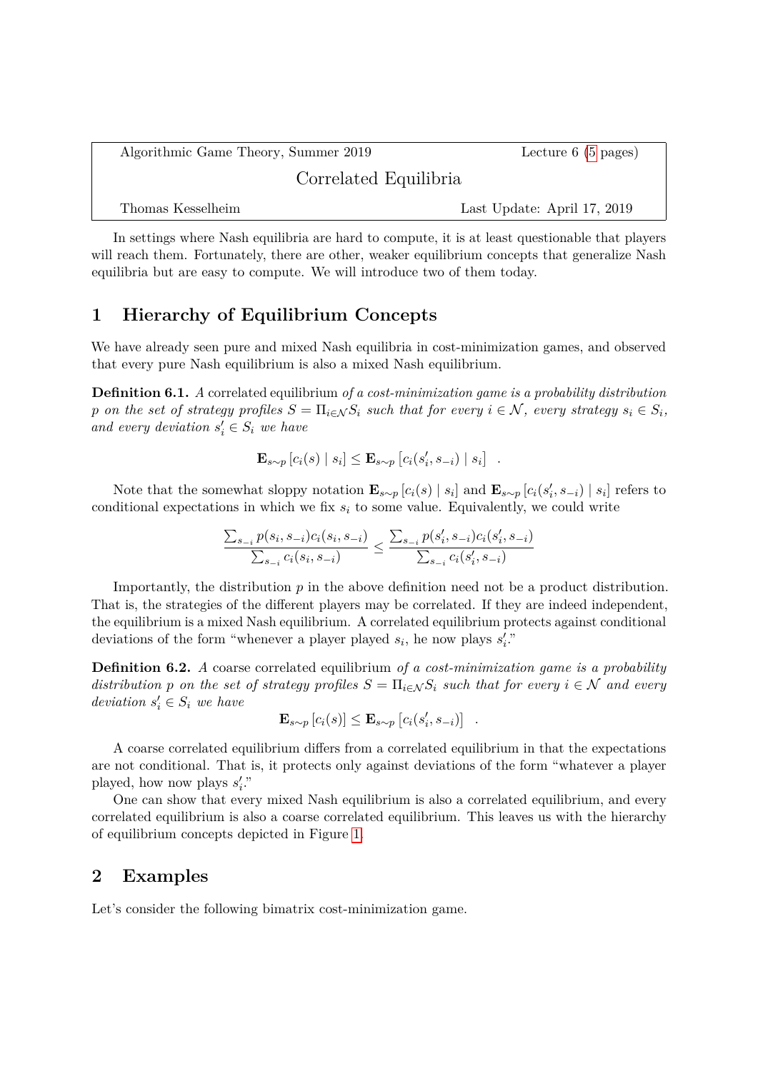| Algorithmic Game Theory, Summer 2019 | Lecture 6 (5 pages) |
|---|---|

# Correlated Equilibria

Thomas Kesselheim — Last Update: April 17, 2019

In settings where Nash equilibria are hard to compute, it is at least questionable that players will reach them. Fortunately, there are other, weaker equilibrium concepts that generalize Nash equilibria but are easy to compute. We will introduce two of them today.

## 1 Hierarchy of Equilibrium Concepts

We have already seen pure and mixed Nash equilibria in cost-minimization games, and observed that every pure Nash equilibrium is also a mixed Nash equilibrium.

**Definition 6.1.** *A* correlated equilibrium *of a cost-minimization game is a probability distribution $p$ on the set of strategy profiles $S = \Pi_{i \in \mathcal{N}} S_i$ such that for every $i \in \mathcal{N}$, every strategy $s_i \in S_i$, and every deviation $s'_i \in S_i$ we have*

$$\mathbf{E}_{s \sim p}\left[c_i(s) \mid s_i\right] \leq \mathbf{E}_{s \sim p}\left[c_i(s'_i, s_{-i}) \mid s_i\right] \quad .$$

Note that the somewhat sloppy notation $\mathbf{E}_{s \sim p}\left[c_i(s) \mid s_i\right]$ and $\mathbf{E}_{s \sim p}\left[c_i(s'_i, s_{-i}) \mid s_i\right]$ refers to conditional expectations in which we fix $s_i$ to some value. Equivalently, we could write

$$\frac{\sum_{s_{-i}} p(s_i, s_{-i}) c_i(s_i, s_{-i})}{\sum_{s_{-i}} c_i(s_i, s_{-i})} \leq \frac{\sum_{s_{-i}} p(s'_i, s_{-i}) c_i(s'_i, s_{-i})}{\sum_{s_{-i}} c_i(s'_i, s_{-i})}$$

Importantly, the distribution $p$ in the above definition need not be a product distribution. That is, the strategies of the different players may be correlated. If they are indeed independent, the equilibrium is a mixed Nash equilibrium. A correlated equilibrium protects against conditional deviations of the form "whenever a player played $s_i$, he now plays $s'_i$."

**Definition 6.2.** *A* coarse correlated equilibrium *of a cost-minimization game is a probability distribution $p$ on the set of strategy profiles $S = \Pi_{i \in \mathcal{N}} S_i$ such that for every $i \in \mathcal{N}$ and every deviation $s'_i \in S_i$ we have*

$$\mathbf{E}_{s \sim p}\left[c_i(s)\right] \leq \mathbf{E}_{s \sim p}\left[c_i(s'_i, s_{-i})\right] \quad .$$

A coarse correlated equilibrium differs from a correlated equilibrium in that the expectations are not conditional. That is, it protects only against deviations of the form "whatever a player played, how now plays $s'_i$."

One can show that every mixed Nash equilibrium is also a correlated equilibrium, and every correlated equilibrium is also a coarse correlated equilibrium. This leaves us with the hierarchy of equilibrium concepts depicted in Figure 1.

## 2 Examples

Let's consider the following bimatrix cost-minimization game.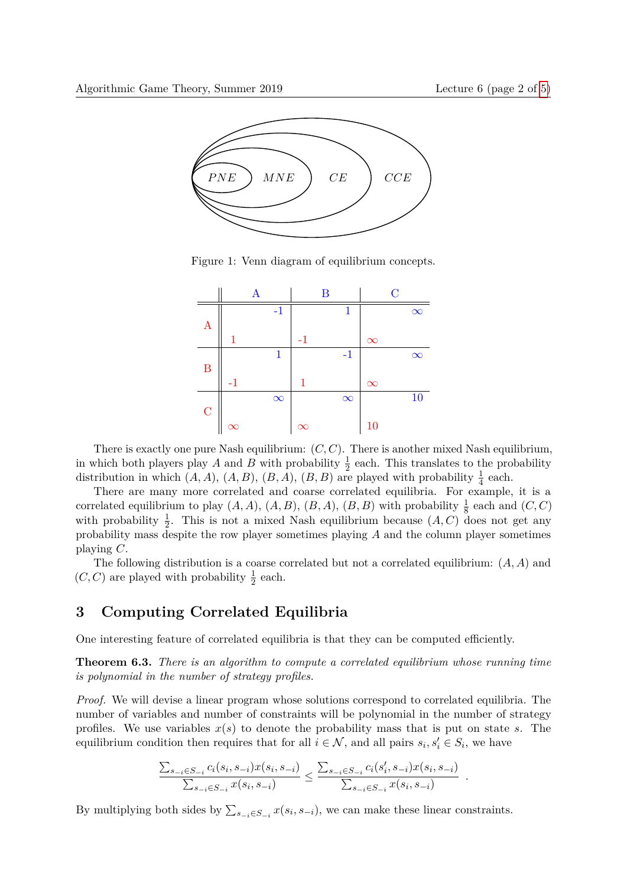Figure 1: Venn diagram of equilibrium concepts.

|   | A | B | C |
|---|---|---|---|
| A | -1 (col), 1 (row) | 1 (col), -1 (row) | $\infty$ (col), $\infty$ (row) |
| B | 1 (col), -1 (row) | -1 (col), 1 (row) | $\infty$ (col), $\infty$ (row) |
| C | $\infty$ (col), $\infty$ (row) | $\infty$ (col), $\infty$ (row) | 10 (col), 10 (row) |

There is exactly one pure Nash equilibrium: $(C, C)$. There is another mixed Nash equilibrium, in which both players play $A$ and $B$ with probability $\frac{1}{2}$ each. This translates to the probability distribution in which $(A, A)$, $(A, B)$, $(B, A)$, $(B, B)$ are played with probability $\frac{1}{4}$ each.

There are many more correlated and coarse correlated equilibria. For example, it is a correlated equilibrium to play $(A, A)$, $(A, B)$, $(B, A)$, $(B, B)$ with probability $\frac{1}{8}$ each and $(C, C)$ with probability $\frac{1}{2}$. This is not a mixed Nash equilibrium because $(A, C)$ does not get any probability mass despite the row player sometimes playing $A$ and the column player sometimes playing $C$.

The following distribution is a coarse correlated but not a correlated equilibrium: $(A, A)$ and $(C, C)$ are played with probability $\frac{1}{2}$ each.

## 3 Computing Correlated Equilibria

One interesting feature of correlated equilibria is that they can be computed efficiently.

**Theorem 6.3.** *There is an algorithm to compute a correlated equilibrium whose running time is polynomial in the number of strategy profiles.*

*Proof.* We will devise a linear program whose solutions correspond to correlated equilibria. The number of variables and number of constraints will be polynomial in the number of strategy profiles. We use variables $x(s)$ to denote the probability mass that is put on state $s$. The equilibrium condition then requires that for all $i \in \mathcal{N}$, and all pairs $s_i, s_i' \in S_i$, we have

$$\frac{\sum_{s_{-i} \in S_{-i}} c_i(s_i, s_{-i}) x(s_i, s_{-i})}{\sum_{s_{-i} \in S_{-i}} x(s_i, s_{-i})} \leq \frac{\sum_{s_{-i} \in S_{-i}} c_i(s_i', s_{-i}) x(s_i, s_{-i})}{\sum_{s_{-i} \in S_{-i}} x(s_i, s_{-i})} .$$

By multiplying both sides by $\sum_{s_{-i} \in S_{-i}} x(s_i, s_{-i})$, we can make these linear constraints.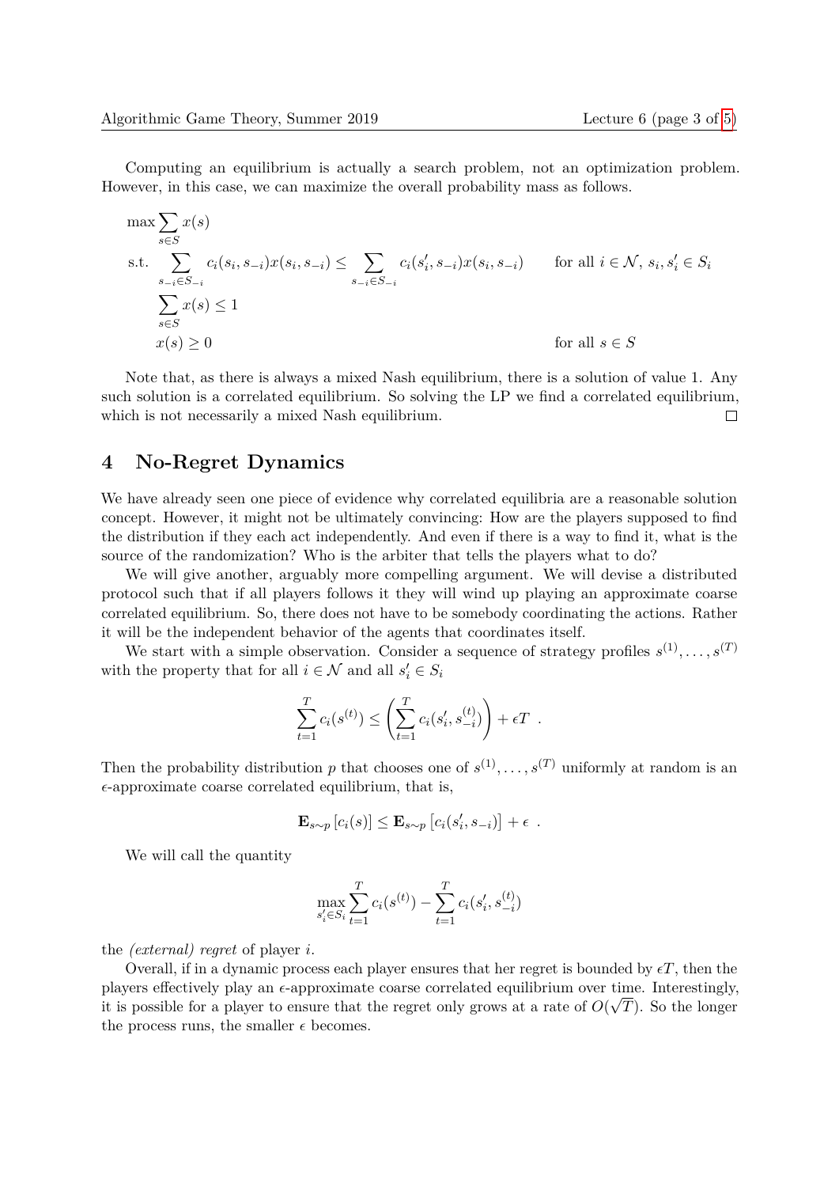Computing an equilibrium is actually a search problem, not an optimization problem. However, in this case, we can maximize the overall probability mass as follows.

$$
\begin{aligned}
\max \sum_{s \in S} & x(s) \\
\text{s.t.} \sum_{s_{-i} \in S_{-i}} & c_i(s_i, s_{-i}) x(s_i, s_{-i}) \leq \sum_{s_{-i} \in S_{-i}} c_i(s'_i, s_{-i}) x(s_i, s_{-i}) && \text{for all } i \in \mathcal{N},\, s_i, s'_i \in S_i \\
\sum_{s \in S} & x(s) \leq 1 \\
& x(s) \geq 0 && \text{for all } s \in S
\end{aligned}
$$

Note that, as there is always a mixed Nash equilibrium, there is a solution of value 1. Any such solution is a correlated equilibrium. So solving the LP we find a correlated equilibrium, which is not necessarily a mixed Nash equilibrium. □

## 4 No-Regret Dynamics

We have already seen one piece of evidence why correlated equilibria are a reasonable solution concept. However, it might not be ultimately convincing: How are the players supposed to find the distribution if they each act independently. And even if there is a way to find it, what is the source of the randomization? Who is the arbiter that tells the players what to do?

We will give another, arguably more compelling argument. We will devise a distributed protocol such that if all players follows it they will wind up playing an approximate coarse correlated equilibrium. So, there does not have to be somebody coordinating the actions. Rather it will be the independent behavior of the agents that coordinates itself.

We start with a simple observation. Consider a sequence of strategy profiles $s^{(1)}, \ldots, s^{(T)}$ with the property that for all $i \in \mathcal{N}$ and all $s'_i \in S_i$

$$
\sum_{t=1}^{T} c_i(s^{(t)}) \leq \left( \sum_{t=1}^{T} c_i(s'_i, s^{(t)}_{-i}) \right) + \epsilon T \ .
$$

Then the probability distribution $p$ that chooses one of $s^{(1)}, \ldots, s^{(T)}$ uniformly at random is an $\epsilon$-approximate coarse correlated equilibrium, that is,

$$
\mathbf{E}_{s \sim p} \left[ c_i(s) \right] \leq \mathbf{E}_{s \sim p} \left[ c_i(s'_i, s_{-i}) \right] + \epsilon \ .
$$

We will call the quantity

$$
\max_{s'_i \in S_i} \sum_{t=1}^{T} c_i(s^{(t)}) - \sum_{t=1}^{T} c_i(s'_i, s^{(t)}_{-i})
$$

the *(external) regret* of player $i$.

Overall, if in a dynamic process each player ensures that her regret is bounded by $\epsilon T$, then the players effectively play an $\epsilon$-approximate coarse correlated equilibrium over time. Interestingly, it is possible for a player to ensure that the regret only grows at a rate of $O(\sqrt{T})$. So the longer the process runs, the smaller $\epsilon$ becomes.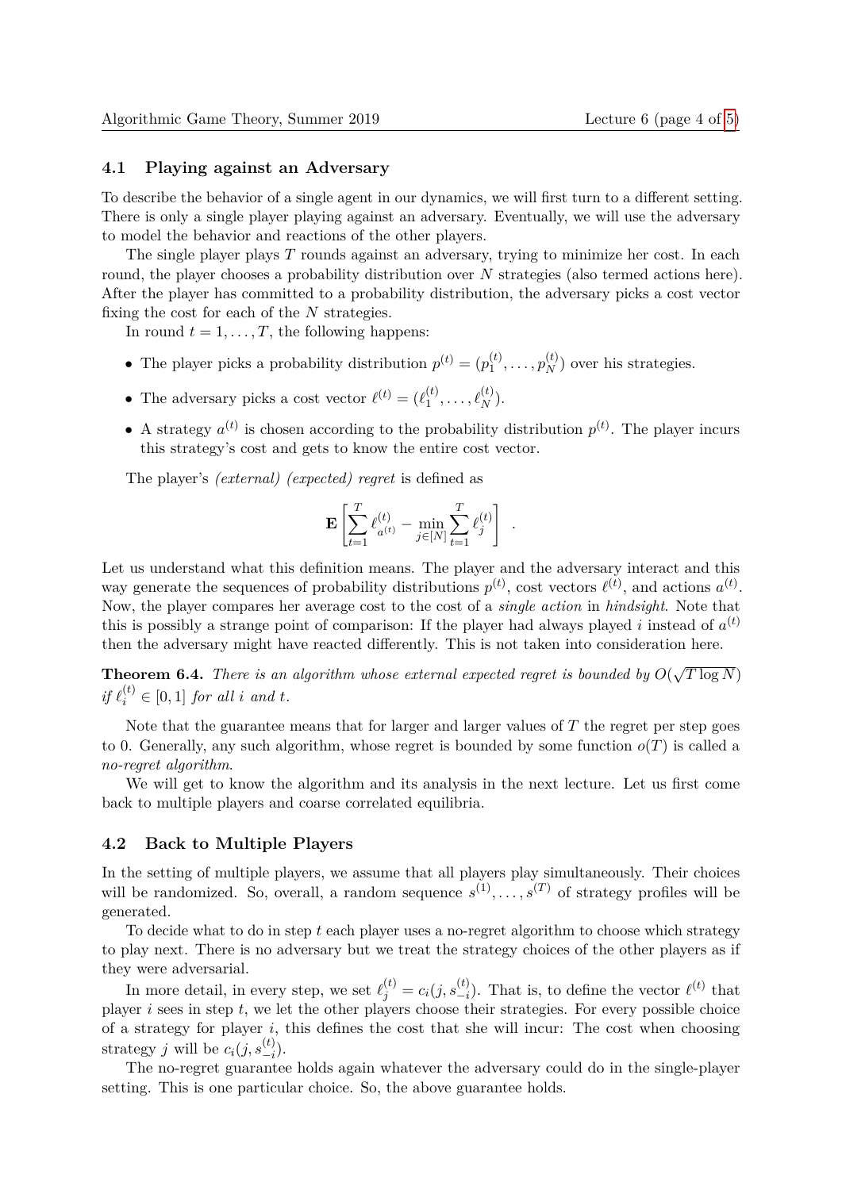### 4.1 Playing against an Adversary

To describe the behavior of a single agent in our dynamics, we will first turn to a different setting. There is only a single player playing against an adversary. Eventually, we will use the adversary to model the behavior and reactions of the other players.

The single player plays $T$ rounds against an adversary, trying to minimize her cost. In each round, the player chooses a probability distribution over $N$ strategies (also termed actions here). After the player has committed to a probability distribution, the adversary picks a cost vector fixing the cost for each of the $N$ strategies.

In round $t = 1, \ldots, T$, the following happens:

- The player picks a probability distribution $p^{(t)} = (p_1^{(t)}, \ldots, p_N^{(t)})$ over his strategies.
- The adversary picks a cost vector $\ell^{(t)} = (\ell_1^{(t)}, \ldots, \ell_N^{(t)})$.
- A strategy $a^{(t)}$ is chosen according to the probability distribution $p^{(t)}$. The player incurs this strategy's cost and gets to know the entire cost vector.

The player's *(external) (expected) regret* is defined as

$$\mathbf{E}\left[\sum_{t=1}^{T} \ell_{a^{(t)}}^{(t)} - \min_{j \in [N]} \sum_{t=1}^{T} \ell_j^{(t)}\right] \quad .$$

Let us understand what this definition means. The player and the adversary interact and this way generate the sequences of probability distributions $p^{(t)}$, cost vectors $\ell^{(t)}$, and actions $a^{(t)}$. Now, the player compares her average cost to the cost of a *single action* in *hindsight*. Note that this is possibly a strange point of comparison: If the player had always played $i$ instead of $a^{(t)}$ then the adversary might have reacted differently. This is not taken into consideration here.

**Theorem 6.4.** *There is an algorithm whose external expected regret is bounded by $O(\sqrt{T \log N})$ if $\ell_i^{(t)} \in [0, 1]$ for all $i$ and $t$.*

Note that the guarantee means that for larger and larger values of $T$ the regret per step goes to 0. Generally, any such algorithm, whose regret is bounded by some function $o(T)$ is called a *no-regret algorithm*.

We will get to know the algorithm and its analysis in the next lecture. Let us first come back to multiple players and coarse correlated equilibria.

### 4.2 Back to Multiple Players

In the setting of multiple players, we assume that all players play simultaneously. Their choices will be randomized. So, overall, a random sequence $s^{(1)}, \ldots, s^{(T)}$ of strategy profiles will be generated.

To decide what to do in step $t$ each player uses a no-regret algorithm to choose which strategy to play next. There is no adversary but we treat the strategy choices of the other players as if they were adversarial.

In more detail, in every step, we set $\ell_j^{(t)} = c_i(j, s_{-i}^{(t)})$. That is, to define the vector $\ell^{(t)}$ that player $i$ sees in step $t$, we let the other players choose their strategies. For every possible choice of a strategy for player $i$, this defines the cost that she will incur: The cost when choosing strategy $j$ will be $c_i(j, s_{-i}^{(t)})$.

The no-regret guarantee holds again whatever the adversary could do in the single-player setting. This is one particular choice. So, the above guarantee holds.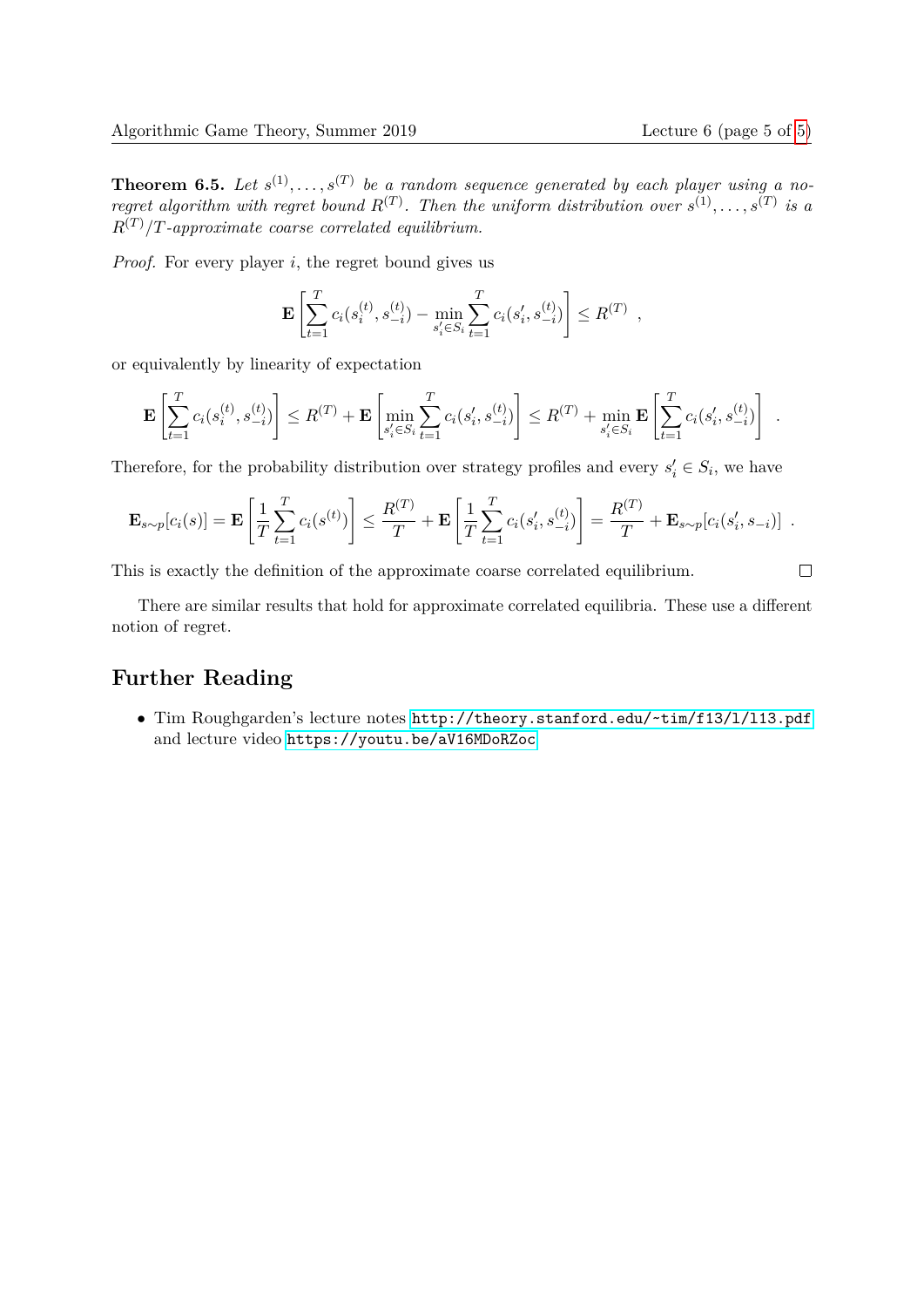**Theorem 6.5.** *Let $s^{(1)}, \ldots, s^{(T)}$ be a random sequence generated by each player using a no-regret algorithm with regret bound $R^{(T)}$. Then the uniform distribution over $s^{(1)}, \ldots, s^{(T)}$ is a $R^{(T)}/T$-approximate coarse correlated equilibrium.*

*Proof.* For every player $i$, the regret bound gives us

$$\mathbf{E}\left[\sum_{t=1}^{T} c_i(s_i^{(t)}, s_{-i}^{(t)}) - \min_{s_i' \in S_i} \sum_{t=1}^{T} c_i(s_i', s_{-i}^{(t)})\right] \leq R^{(T)} \ ,$$

or equivalently by linearity of expectation

$$\mathbf{E}\left[\sum_{t=1}^{T} c_i(s_i^{(t)}, s_{-i}^{(t)})\right] \leq R^{(T)} + \mathbf{E}\left[\min_{s_i' \in S_i} \sum_{t=1}^{T} c_i(s_i', s_{-i}^{(t)})\right] \leq R^{(T)} + \min_{s_i' \in S_i} \mathbf{E}\left[\sum_{t=1}^{T} c_i(s_i', s_{-i}^{(t)})\right] \ .$$

Therefore, for the probability distribution over strategy profiles and every $s_i' \in S_i$, we have

$$\mathbf{E}_{s \sim p}[c_i(s)] = \mathbf{E}\left[\frac{1}{T}\sum_{t=1}^{T} c_i(s^{(t)})\right] \leq \frac{R^{(T)}}{T} + \mathbf{E}\left[\frac{1}{T}\sum_{t=1}^{T} c_i(s_i', s_{-i}^{(t)})\right] = \frac{R^{(T)}}{T} + \mathbf{E}_{s \sim p}[c_i(s_i', s_{-i})] \ .$$

This is exactly the definition of the approximate coarse correlated equilibrium. □

There are similar results that hold for approximate correlated equilibria. These use a different notion of regret.

## Further Reading

- Tim Roughgarden's lecture notes http://theory.stanford.edu/~tim/f13/l/l13.pdf and lecture video https://youtu.be/aV16MDoRZoc